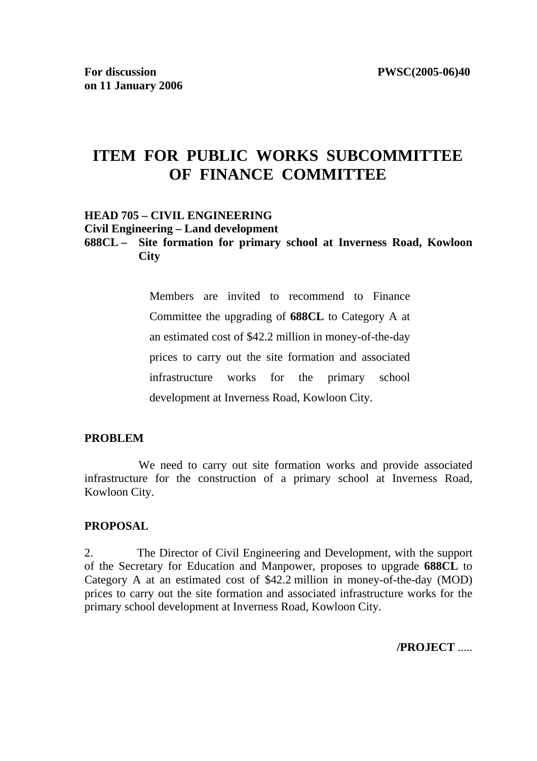**For discussion on 11 January 2006**

**PWSC(2005-06)40**

# ITEM FOR PUBLIC WORKS SUBCOMMITTEE OF FINANCE COMMITTEE

**HEAD 705 – CIVIL ENGINEERING**
**Civil Engineering – Land development**
**688CL – Site formation for primary school at Inverness Road, Kowloon City**

> Members are invited to recommend to Finance Committee the upgrading of **688CL** to Category A at an estimated cost of $42.2 million in money-of-the-day prices to carry out the site formation and associated infrastructure works for the primary school development at Inverness Road, Kowloon City.

## PROBLEM

We need to carry out site formation works and provide associated infrastructure for the construction of a primary school at Inverness Road, Kowloon City.

## PROPOSAL

2. The Director of Civil Engineering and Development, with the support of the Secretary for Education and Manpower, proposes to upgrade **688CL** to Category A at an estimated cost of $42.2 million in money-of-the-day (MOD) prices to carry out the site formation and associated infrastructure works for the primary school development at Inverness Road, Kowloon City.

**/PROJECT** .....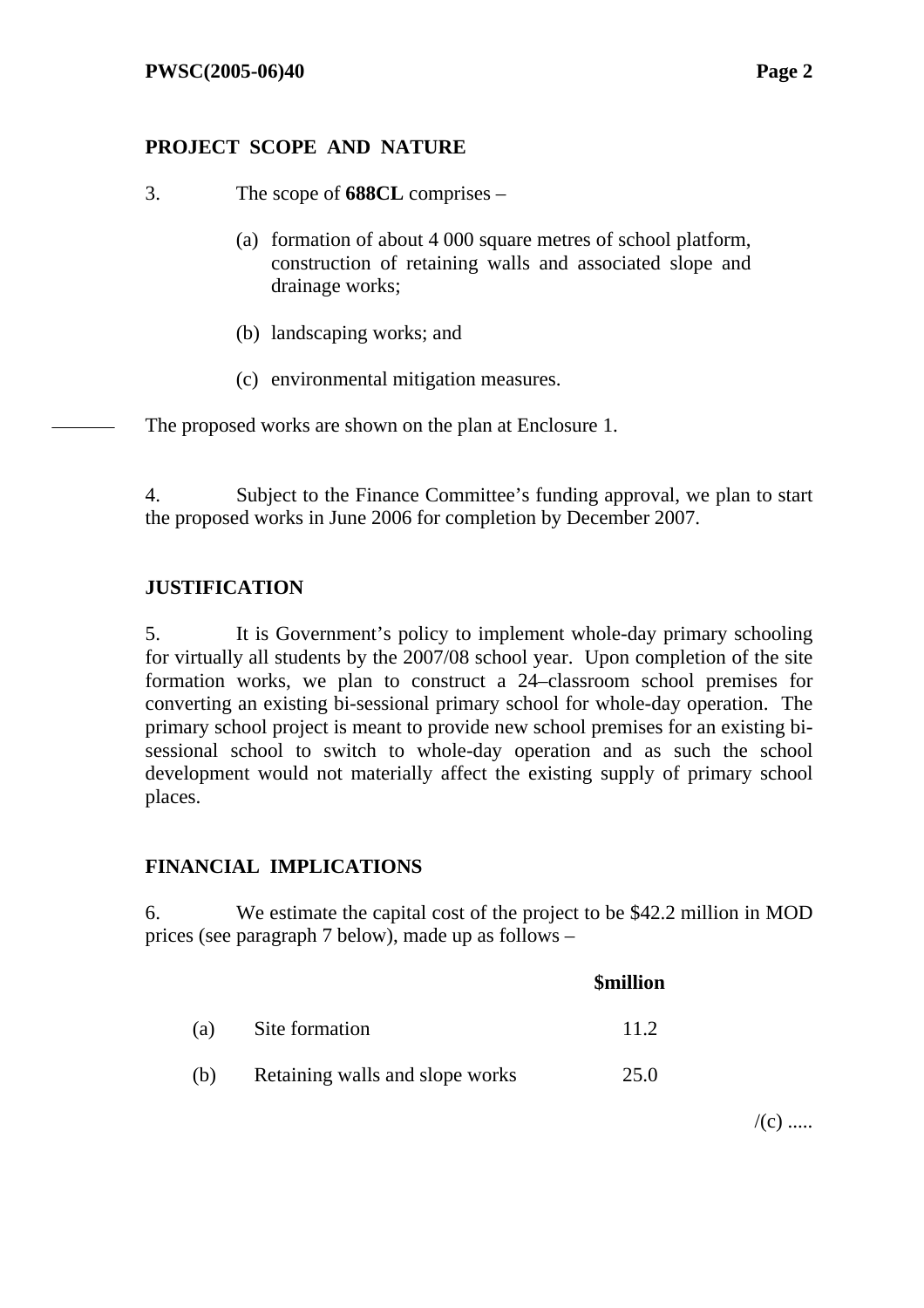## PROJECT SCOPE AND NATURE

3. The scope of **688CL** comprises –

(a) formation of about 4 000 square metres of school platform, construction of retaining walls and associated slope and drainage works;

(b) landscaping works; and

(c) environmental mitigation measures.

The proposed works are shown on the plan at Enclosure 1.

4. Subject to the Finance Committee's funding approval, we plan to start the proposed works in June 2006 for completion by December 2007.

## JUSTIFICATION

5. It is Government's policy to implement whole-day primary schooling for virtually all students by the 2007/08 school year. Upon completion of the site formation works, we plan to construct a 24–classroom school premises for converting an existing bi-sessional primary school for whole-day operation. The primary school project is meant to provide new school premises for an existing bi-sessional school to switch to whole-day operation and as such the school development would not materially affect the existing supply of primary school places.

## FINANCIAL IMPLICATIONS

6. We estimate the capital cost of the project to be $42.2 million in MOD prices (see paragraph 7 below), made up as follows –

| | | **$million** |
|---|---|---|
| (a) | Site formation | 11.2 |
| (b) | Retaining walls and slope works | 25.0 |

/(c) .....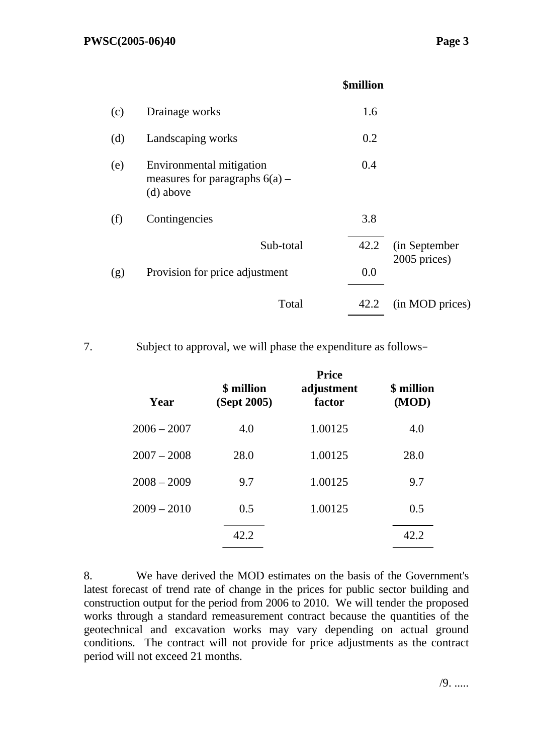| | | $million | |
|---|---|---|---|
| (c) | Drainage works | 1.6 | |
| (d) | Landscaping works | 0.2 | |
| (e) | Environmental mitigation measures for paragraphs 6(a) – (d) above | 0.4 | |
| (f) | Contingencies | 3.8 | |
| | Sub-total | 42.2 | (in September 2005 prices) |
| (g) | Provision for price adjustment | 0.0 | |
| | Total | 42.2 | (in MOD prices) |

7. Subject to approval, we will phase the expenditure as follows–

| Year | $ million (Sept 2005) | Price adjustment factor | $ million (MOD) |
|---|---|---|---|
| 2006 – 2007 | 4.0 | 1.00125 | 4.0 |
| 2007 – 2008 | 28.0 | 1.00125 | 28.0 |
| 2008 – 2009 | 9.7 | 1.00125 | 9.7 |
| 2009 – 2010 | 0.5 | 1.00125 | 0.5 |
| | 42.2 | | 42.2 |

8. We have derived the MOD estimates on the basis of the Government's latest forecast of trend rate of change in the prices for public sector building and construction output for the period from 2006 to 2010. We will tender the proposed works through a standard remeasurement contract because the quantities of the geotechnical and excavation works may vary depending on actual ground conditions. The contract will not provide for price adjustments as the contract period will not exceed 21 months.

/9. .....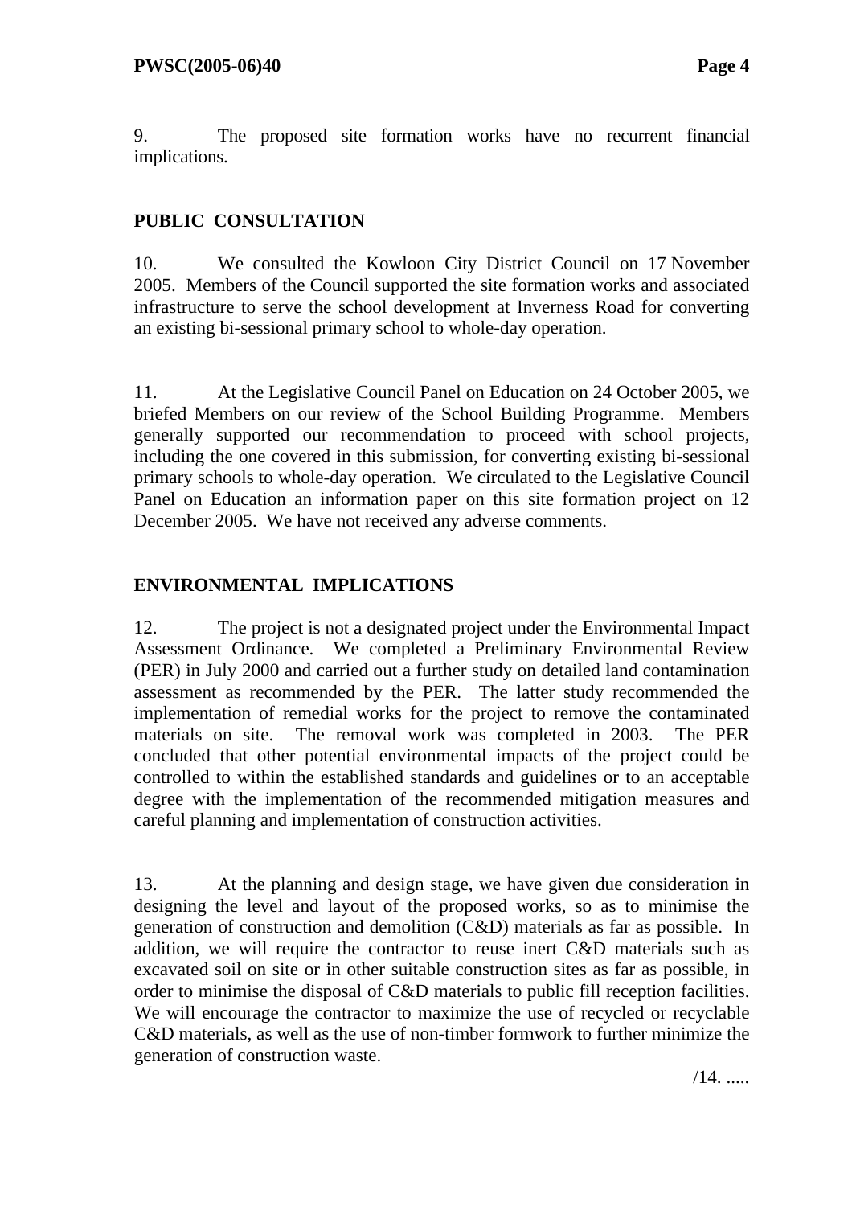9. The proposed site formation works have no recurrent financial implications.

## PUBLIC CONSULTATION

10. We consulted the Kowloon City District Council on 17 November 2005. Members of the Council supported the site formation works and associated infrastructure to serve the school development at Inverness Road for converting an existing bi-sessional primary school to whole-day operation.

11. At the Legislative Council Panel on Education on 24 October 2005, we briefed Members on our review of the School Building Programme. Members generally supported our recommendation to proceed with school projects, including the one covered in this submission, for converting existing bi-sessional primary schools to whole-day operation. We circulated to the Legislative Council Panel on Education an information paper on this site formation project on 12 December 2005. We have not received any adverse comments.

## ENVIRONMENTAL IMPLICATIONS

12. The project is not a designated project under the Environmental Impact Assessment Ordinance. We completed a Preliminary Environmental Review (PER) in July 2000 and carried out a further study on detailed land contamination assessment as recommended by the PER. The latter study recommended the implementation of remedial works for the project to remove the contaminated materials on site. The removal work was completed in 2003. The PER concluded that other potential environmental impacts of the project could be controlled to within the established standards and guidelines or to an acceptable degree with the implementation of the recommended mitigation measures and careful planning and implementation of construction activities.

13. At the planning and design stage, we have given due consideration in designing the level and layout of the proposed works, so as to minimise the generation of construction and demolition (C&D) materials as far as possible. In addition, we will require the contractor to reuse inert C&D materials such as excavated soil on site or in other suitable construction sites as far as possible, in order to minimise the disposal of C&D materials to public fill reception facilities. We will encourage the contractor to maximize the use of recycled or recyclable C&D materials, as well as the use of non-timber formwork to further minimize the generation of construction waste.

/14. .....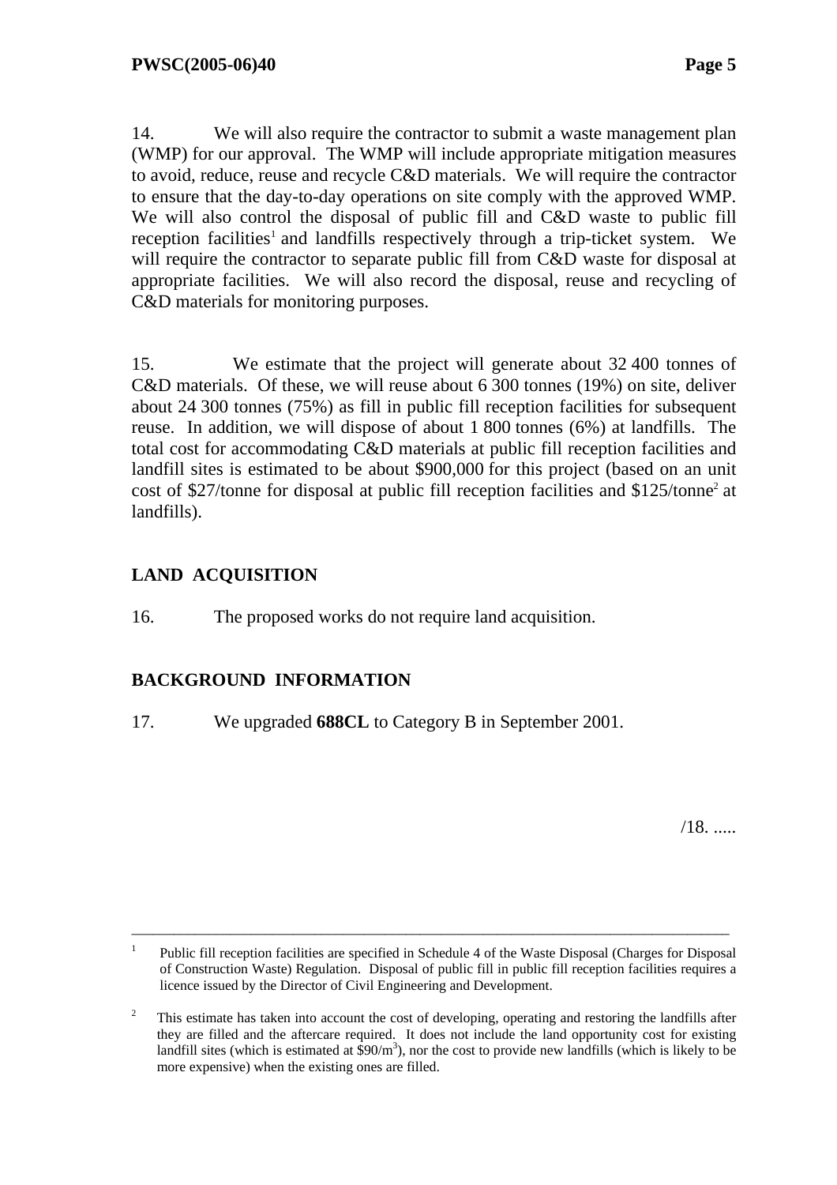14. We will also require the contractor to submit a waste management plan (WMP) for our approval. The WMP will include appropriate mitigation measures to avoid, reduce, reuse and recycle C&D materials. We will require the contractor to ensure that the day-to-day operations on site comply with the approved WMP. We will also control the disposal of public fill and C&D waste to public fill reception facilities[1] and landfills respectively through a trip-ticket system. We will require the contractor to separate public fill from C&D waste for disposal at appropriate facilities. We will also record the disposal, reuse and recycling of C&D materials for monitoring purposes.

15. We estimate that the project will generate about 32 400 tonnes of C&D materials. Of these, we will reuse about 6 300 tonnes (19%) on site, deliver about 24 300 tonnes (75%) as fill in public fill reception facilities for subsequent reuse. In addition, we will dispose of about 1 800 tonnes (6%) at landfills. The total cost for accommodating C&D materials at public fill reception facilities and landfill sites is estimated to be about $900,000 for this project (based on an unit cost of $27/tonne for disposal at public fill reception facilities and $125/tonne[2] at landfills).

## LAND ACQUISITION

16. The proposed works do not require land acquisition.

## BACKGROUND INFORMATION

17. We upgraded **688CL** to Category B in September 2001.

/18. .....

---

[1] Public fill reception facilities are specified in Schedule 4 of the Waste Disposal (Charges for Disposal of Construction Waste) Regulation. Disposal of public fill in public fill reception facilities requires a licence issued by the Director of Civil Engineering and Development.

[2] This estimate has taken into account the cost of developing, operating and restoring the landfills after they are filled and the aftercare required. It does not include the land opportunity cost for existing landfill sites (which is estimated at $\$90/m^3$), nor the cost to provide new landfills (which is likely to be more expensive) when the existing ones are filled.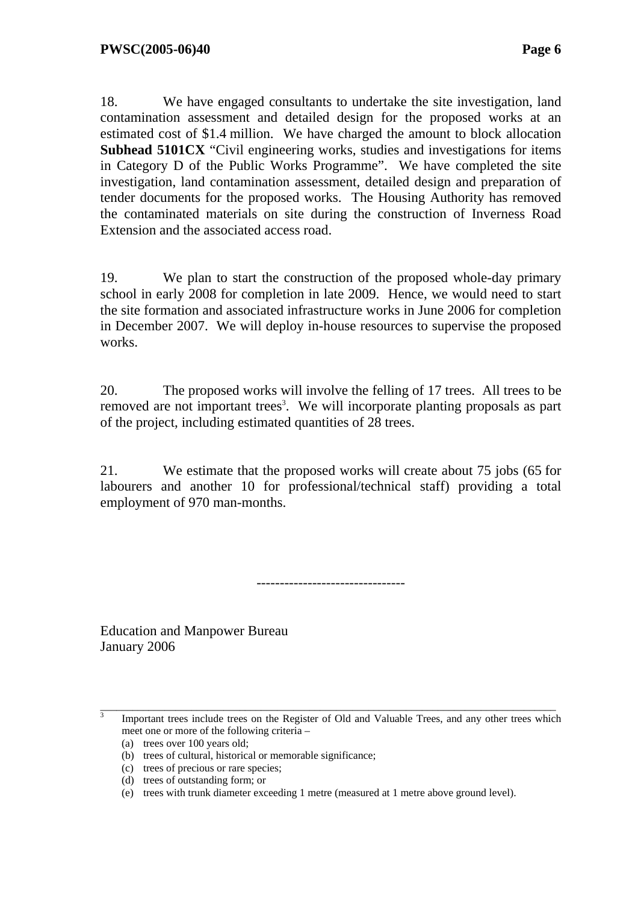18. We have engaged consultants to undertake the site investigation, land contamination assessment and detailed design for the proposed works at an estimated cost of $1.4 million. We have charged the amount to block allocation **Subhead 5101CX** "Civil engineering works, studies and investigations for items in Category D of the Public Works Programme". We have completed the site investigation, land contamination assessment, detailed design and preparation of tender documents for the proposed works. The Housing Authority has removed the contaminated materials on site during the construction of Inverness Road Extension and the associated access road.

19. We plan to start the construction of the proposed whole-day primary school in early 2008 for completion in late 2009. Hence, we would need to start the site formation and associated infrastructure works in June 2006 for completion in December 2007. We will deploy in-house resources to supervise the proposed works.

20. The proposed works will involve the felling of 17 trees. All trees to be removed are not important trees[3]. We will incorporate planting proposals as part of the project, including estimated quantities of 28 trees.

21. We estimate that the proposed works will create about 75 jobs (65 for labourers and another 10 for professional/technical staff) providing a total employment of 970 man-months.

--------------------------------

Education and Manpower Bureau
January 2006

---

[3] Important trees include trees on the Register of Old and Valuable Trees, and any other trees which meet one or more of the following criteria –

(a) trees over 100 years old;
(b) trees of cultural, historical or memorable significance;
(c) trees of precious or rare species;
(d) trees of outstanding form; or
(e) trees with trunk diameter exceeding 1 metre (measured at 1 metre above ground level).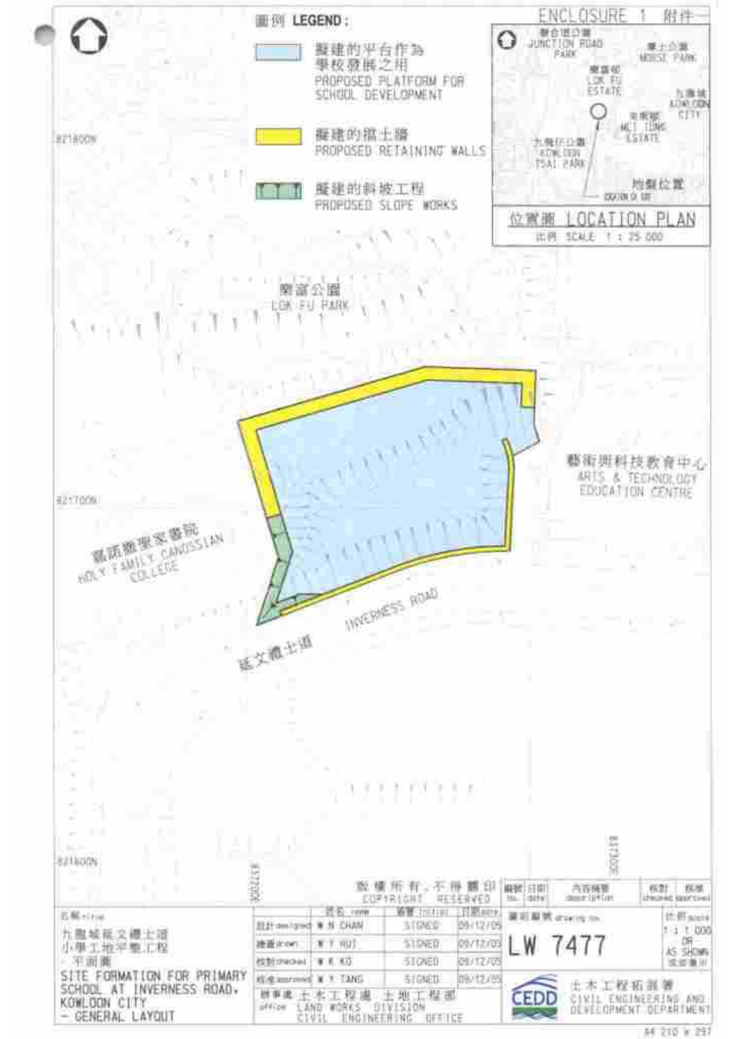ENCLOSURE 1 附件一

圖例 LEGEND:

擬建的平台作為學校發展之用
PROPOSED PLATFORM FOR SCHOOL DEVELOPMENT

擬建的擋土牆
PROPOSED RETAINING WALLS

擬建的斜坡工程
PROPOSED SLOPE WORKS

聯合道公園 JUNCTION ROAD PARK

摩士公園 MORSE PARK

樂富邨 LOK FU ESTATE

九龍城 KOWLOON CITY

美東邨 MEI TUNG ESTATE

九龍仔公園 KOWLOON TSAI PARK

地盤位置

位置圖 LOCATION PLAN

比例 SCALE 1 : 25 000

821800N

樂富公園
LOK FU PARK

821700N

聖家書院
HOLY FAMILY CANOSSIAN COLLEGE

藝術與科技教育中心
ARTS & TECHNOLOGY EDUCATION CENTRE

INVERNESS ROAD

延文禮士道

821600N

837200E

837300E

版權所有，不得翻印
COPYRIGHT RESERVED

| 編號 no. | 日期 date | 內容摘要 description | 校對 checked | 核准 approved |
|---|---|---|---|---|
| | | | | |

名稱 title

九龍城延文禮士道小學工地平整工程 - 平面圖

SITE FORMATION FOR PRIMARY SCHOOL AT INVERNESS ROAD, KOWLOON CITY - GENERAL LAYOUT

| | 姓名 name | 簽署 initial | 日期 date |
|---|---|---|---|
| 設計 designed | W N CHAN | SIGNED | 09/12/05 |
| 繪畫 drawn | W Y HUI | SIGNED | 09/12/05 |
| 校對 checked | W K KO | SIGNED | 09/12/05 |
| 核准 approved | W Y TANG | SIGNED | 09/12/05 |

辦事處 office 土木工程處 土地工程部 LAND WORKS DIVISION CIVIL ENGINEERING OFFICE

圖則編號 drawing no. LW 7477

比例 scale 1 : 1 000 OR AS SHOWN 或如圖示

CEDD 土木工程拓展署 CIVIL ENGINEERING AND DEVELOPMENT DEPARTMENT

A4 210 x 297